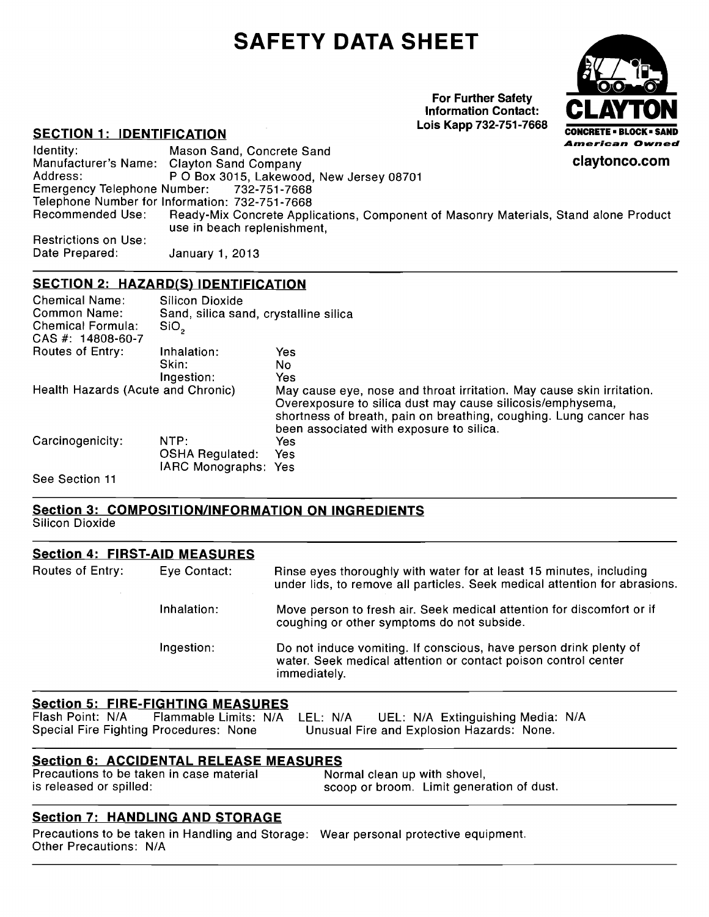# SAFETY DATA SHEET

**For Further Safety Information Contact:**
**Lois Kapp 732-751-7668**

**CLAYTON**
**CONCRETE • BLOCK • SAND**
***American Owned***
**claytonco.com**

## SECTION 1: IDENTIFICATION

Identity: Mason Sand, Concrete Sand
Manufacturer's Name: Clayton Sand Company
Address: P O Box 3015, Lakewood, New Jersey 08701
Emergency Telephone Number: 732-751-7668
Telephone Number for Information: 732-751-7668
Recommended Use: Ready-Mix Concrete Applications, Component of Masonry Materials, Stand alone Product use in beach replenishment,
Restrictions on Use:
Date Prepared: January 1, 2013

## SECTION 2: HAZARD(S) IDENTIFICATION

Chemical Name: Silicon Dioxide
Common Name: Sand, silica sand, crystalline silica
Chemical Formula: $SiO_2$
CAS #: 14808-60-7

| | | |
|---|---|---|
| Routes of Entry: | Inhalation: | Yes |
| | Skin: | No |
| | Ingestion: | Yes |
| Health Hazards (Acute and Chronic) | | May cause eye, nose and throat irritation. May cause skin irritation. Overexposure to silica dust may cause silicosis/emphysema, shortness of breath, pain on breathing, coughing. Lung cancer has been associated with exposure to silica. |
| Carcinogenicity: | NTP: | Yes |
| | OSHA Regulated: | Yes |
| | IARC Monographs: | Yes |

See Section 11

## Section 3: COMPOSITION/INFORMATION ON INGREDIENTS

Silicon Dioxide

## Section 4: FIRST-AID MEASURES

| | | |
|---|---|---|
| Routes of Entry: | Eye Contact: | Rinse eyes thoroughly with water for at least 15 minutes, including under lids, to remove all particles. Seek medical attention for abrasions. |
| | Inhalation: | Move person to fresh air. Seek medical attention for discomfort or if coughing or other symptoms do not subside. |
| | Ingestion: | Do not induce vomiting. If conscious, have person drink plenty of water. Seek medical attention or contact poison control center immediately. |

## Section 5: FIRE-FIGHTING MEASURES

Flash Point: N/A Flammable Limits: N/A LEL: N/A UEL: N/A Extinguishing Media: N/A
Special Fire Fighting Procedures: None Unusual Fire and Explosion Hazards: None.

## Section 6: ACCIDENTAL RELEASE MEASURES

Precautions to be taken in case material is released or spilled: Normal clean up with shovel, scoop or broom. Limit generation of dust.

## Section 7: HANDLING AND STORAGE

Precautions to be taken in Handling and Storage: Wear personal protective equipment.
Other Precautions: N/A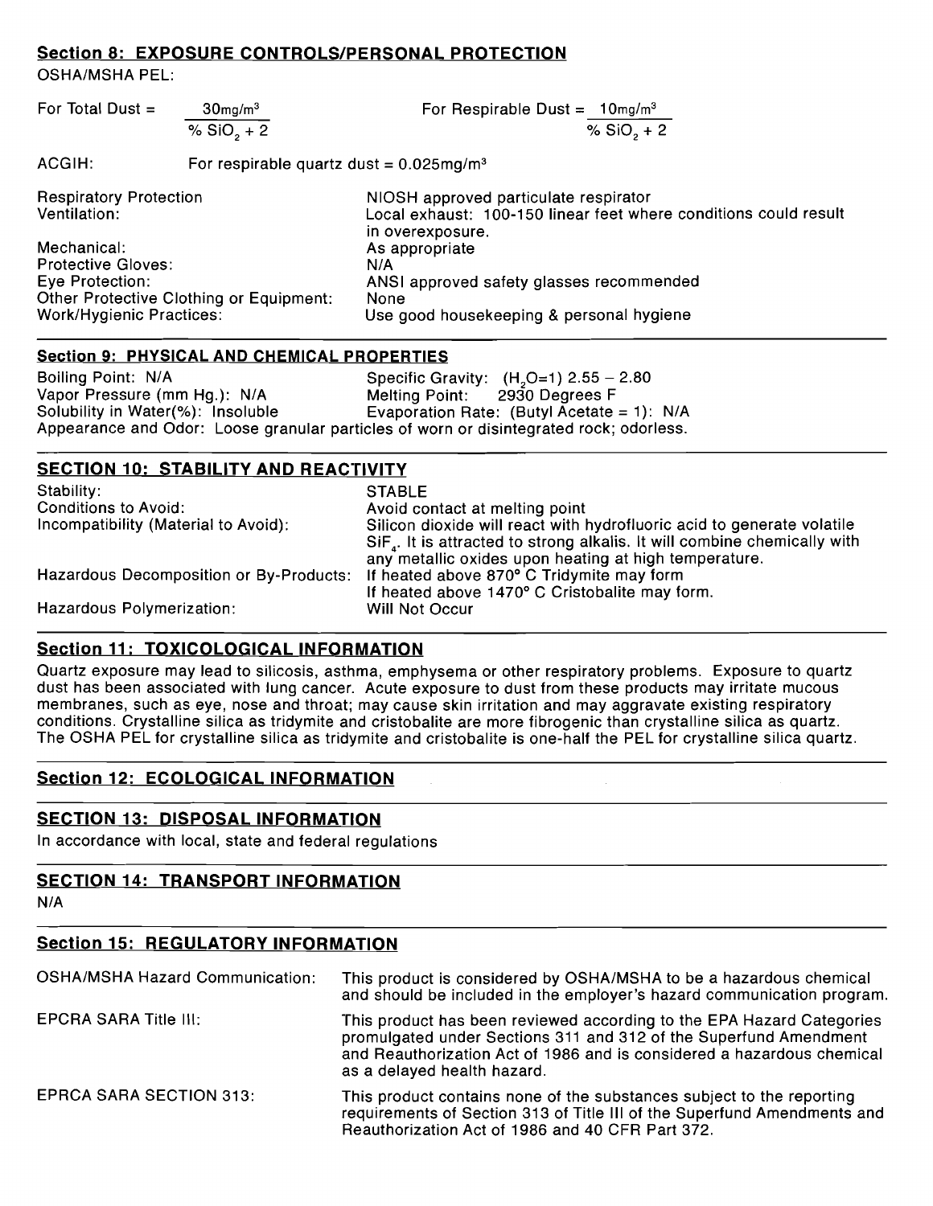## Section 8: EXPOSURE CONTROLS/PERSONAL PROTECTION

OSHA/MSHA PEL:

For Total Dust = $\frac{30mg/m^3}{\% SiO_2 + 2}$

For Respirable Dust = $\frac{10mg/m^3}{\% SiO_2 + 2}$

ACGIH: For respirable quartz dust = $0.025mg/m^3$

| | |
|---|---|
| Respiratory Protection | NIOSH approved particulate respirator |
| Ventilation: | Local exhaust: 100-150 linear feet where conditions could result in overexposure. |
| Mechanical: | As appropriate |
| Protective Gloves: | N/A |
| Eye Protection: | ANSI approved safety glasses recommended |
| Other Protective Clothing or Equipment: | None |
| Work/Hygienic Practices: | Use good housekeeping & personal hygiene |

## Section 9: PHYSICAL AND CHEMICAL PROPERTIES

| | |
|---|---|
| Boiling Point: N/A | Specific Gravity: ($H_2O$=1) 2.55 – 2.80 |
| Vapor Pressure (mm Hg.): N/A | Melting Point: 2930 Degrees F |
| Solubility in Water(%): Insoluble | Evaporation Rate: (Butyl Acetate = 1): N/A |

Appearance and Odor: Loose granular particles of worn or disintegrated rock; odorless.

## SECTION 10: STABILITY AND REACTIVITY

| | |
|---|---|
| Stability: | STABLE |
| Conditions to Avoid: | Avoid contact at melting point |
| Incompatibility (Material to Avoid): | Silicon dioxide will react with hydrofluoric acid to generate volatile $SiF_4$. It is attracted to strong alkalis. It will combine chemically with any metallic oxides upon heating at high temperature. |
| Hazardous Decomposition or By-Products: | If heated above 870° C Tridymite may form<br>If heated above 1470° C Cristobalite may form. |
| Hazardous Polymerization: | Will Not Occur |

## Section 11: TOXICOLOGICAL INFORMATION

Quartz exposure may lead to silicosis, asthma, emphysema or other respiratory problems. Exposure to quartz dust has been associated with lung cancer. Acute exposure to dust from these products may irritate mucous membranes, such as eye, nose and throat; may cause skin irritation and may aggravate existing respiratory conditions. Crystalline silica as tridymite and cristobalite are more fibrogenic than crystalline silica as quartz. The OSHA PEL for crystalline silica as tridymite and cristobalite is one-half the PEL for crystalline silica quartz.

## Section 12: ECOLOGICAL INFORMATION

## SECTION 13: DISPOSAL INFORMATION

In accordance with local, state and federal regulations

## SECTION 14: TRANSPORT INFORMATION

N/A

## Section 15: REGULATORY INFORMATION

| | |
|---|---|
| OSHA/MSHA Hazard Communication: | This product is considered by OSHA/MSHA to be a hazardous chemical and should be included in the employer's hazard communication program. |
| EPCRA SARA Title III: | This product has been reviewed according to the EPA Hazard Categories promulgated under Sections 311 and 312 of the Superfund Amendment and Reauthorization Act of 1986 and is considered a hazardous chemical as a delayed health hazard. |
| EPRCA SARA SECTION 313: | This product contains none of the substances subject to the reporting requirements of Section 313 of Title III of the Superfund Amendments and Reauthorization Act of 1986 and 40 CFR Part 372. |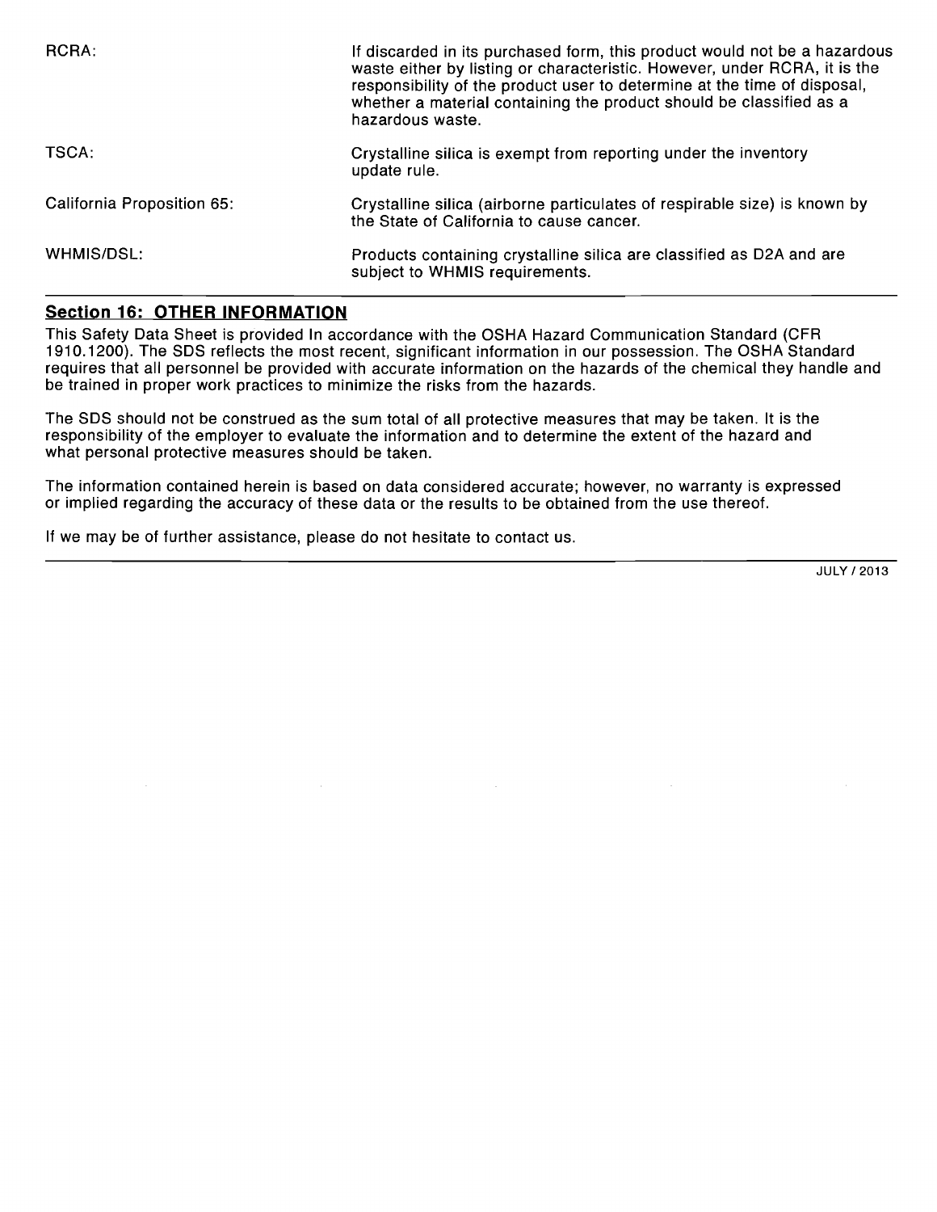| | |
|---|---|
| RCRA: | If discarded in its purchased form, this product would not be a hazardous waste either by listing or characteristic. However, under RCRA, it is the responsibility of the product user to determine at the time of disposal, whether a material containing the product should be classified as a hazardous waste. |
| TSCA: | Crystalline silica is exempt from reporting under the inventory update rule. |
| California Proposition 65: | Crystalline silica (airborne particulates of respirable size) is known by the State of California to cause cancer. |
| WHMIS/DSL: | Products containing crystalline silica are classified as D2A and are subject to WHMIS requirements. |

## Section 16: OTHER INFORMATION

This Safety Data Sheet is provided In accordance with the OSHA Hazard Communication Standard (CFR 1910.1200). The SDS reflects the most recent, significant information in our possession. The OSHA Standard requires that all personnel be provided with accurate information on the hazards of the chemical they handle and be trained in proper work practices to minimize the risks from the hazards.

The SDS should not be construed as the sum total of all protective measures that may be taken. It is the responsibility of the employer to evaluate the information and to determine the extent of the hazard and what personal protective measures should be taken.

The information contained herein is based on data considered accurate; however, no warranty is expressed or implied regarding the accuracy of these data or the results to be obtained from the use thereof.

If we may be of further assistance, please do not hesitate to contact us.

JULY / 2013